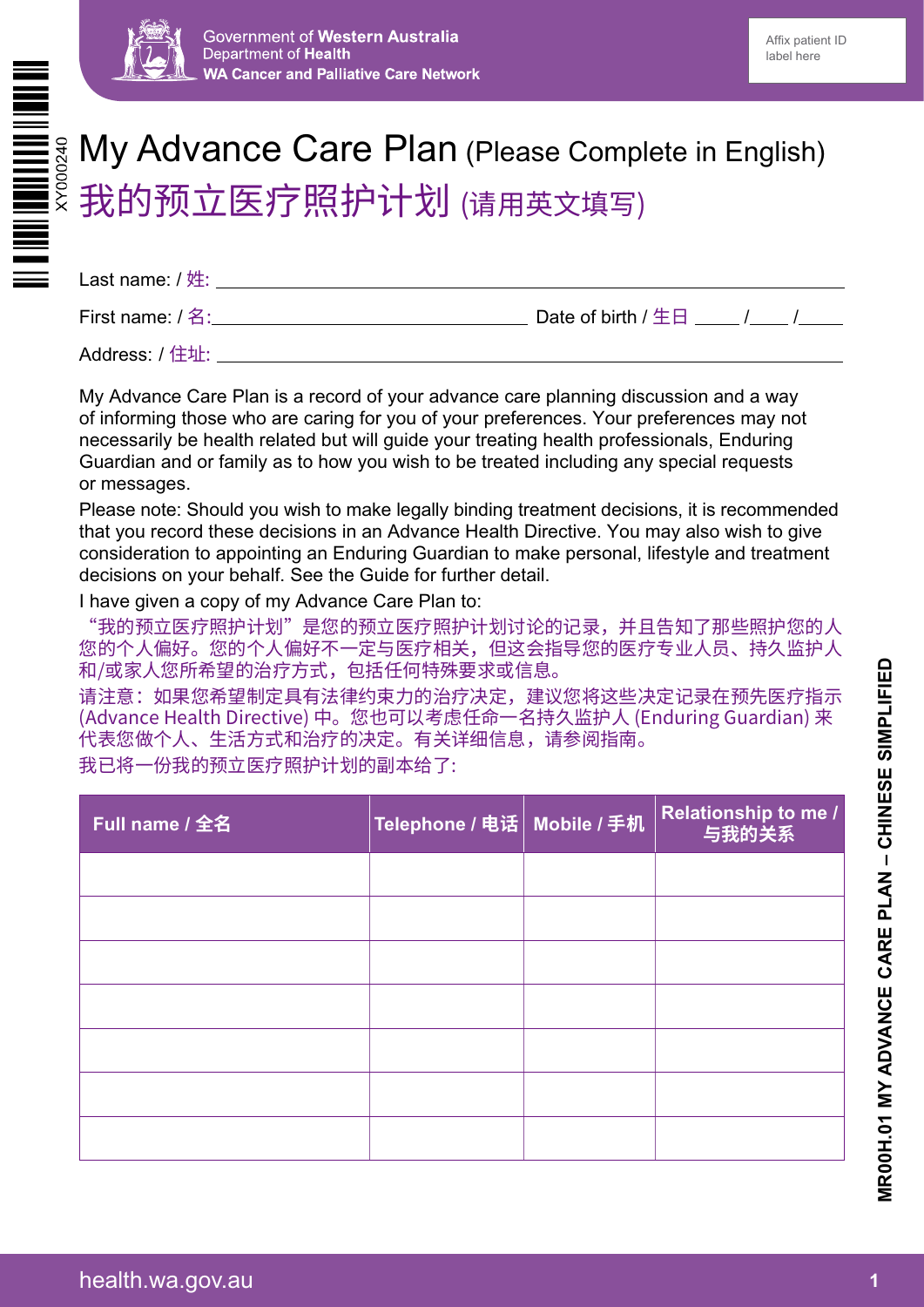Government of Western Australia
Department of Health
WA Cancer and Palliative Care Network

Affix patient ID label here

# My Advance Care Plan (Please Complete in English)

# 我的预立医疗照护计划 (请用英文填写)

Last name: / 姓: ______________________________

First name: / 名: ______________________ Date of birth / 生日 ____ /____ /____

Address: / 住址: ______________________________

My Advance Care Plan is a record of your advance care planning discussion and a way of informing those who are caring for you of your preferences. Your preferences may not necessarily be health related but will guide your treating health professionals, Enduring Guardian and or family as to how you wish to be treated including any special requests or messages.

Please note: Should you wish to make legally binding treatment decisions, it is recommended that you record these decisions in an Advance Health Directive. You may also wish to give consideration to appointing an Enduring Guardian to make personal, lifestyle and treatment decisions on your behalf. See the Guide for further detail.

I have given a copy of my Advance Care Plan to:

"我的预立医疗照护计划"是您的预立医疗照护计划讨论的记录，并且告知了那些照护您的人您的个人偏好。您的个人偏好不一定与医疗相关，但这会指导您的医疗专业人员、持久监护人和/或家人您所希望的治疗方式，包括任何特殊要求或信息。

请注意：如果您希望制定具有法律约束力的治疗决定，建议您将这些决定记录在预先医疗指示 (Advance Health Directive) 中。您也可以考虑任命一名持久监护人 (Enduring Guardian) 来代表您做个人、生活方式和治疗的决定。有关详细信息，请参阅指南。

我已将一份我的预立医疗照护计划的副本给了:

| Full name / 全名 | Telephone / 电话 | Mobile / 手机 | Relationship to me / 与我的关系 |
|---|---|---|---|
| | | | |
| | | | |
| | | | |
| | | | |
| | | | |
| | | | |
| | | | |

MR00H.01 MY ADVANCE CARE PLAN – CHINESE SIMPLIFIED

health.wa.gov.au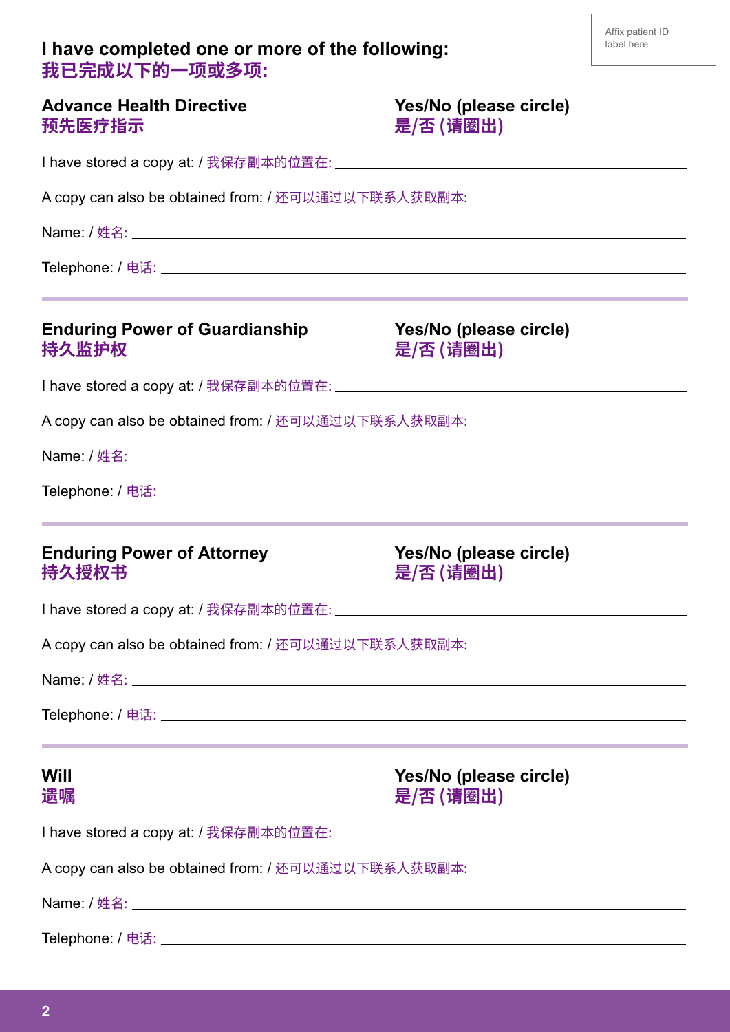Affix patient ID label here

## I have completed one or more of the following:
## 我已完成以下的一项或多项:

### Advance Health Directive / 预先医疗指示

**Yes/No (please circle)**
**是/否 (请圈出)**

I have stored a copy at: / 我保存副本的位置在: ______________________________

A copy can also be obtained from: / 还可以通过以下联系人获取副本:

Name: / 姓名: ______________________________

Telephone: / 电话: ______________________________

---

### Enduring Power of Guardianship / 持久监护权

**Yes/No (please circle)**
**是/否 (请圈出)**

I have stored a copy at: / 我保存副本的位置在: ______________________________

A copy can also be obtained from: / 还可以通过以下联系人获取副本:

Name: / 姓名: ______________________________

Telephone: / 电话: ______________________________

---

### Enduring Power of Attorney / 持久授权书

**Yes/No (please circle)**
**是/否 (请圈出)**

I have stored a copy at: / 我保存副本的位置在: ______________________________

A copy can also be obtained from: / 还可以通过以下联系人获取副本:

Name: / 姓名: ______________________________

Telephone: / 电话: ______________________________

---

### Will / 遗嘱

**Yes/No (please circle)**
**是/否 (请圈出)**

I have stored a copy at: / 我保存副本的位置在: ______________________________

A copy can also be obtained from: / 还可以通过以下联系人获取副本:

Name: / 姓名: ______________________________

Telephone: / 电话: ______________________________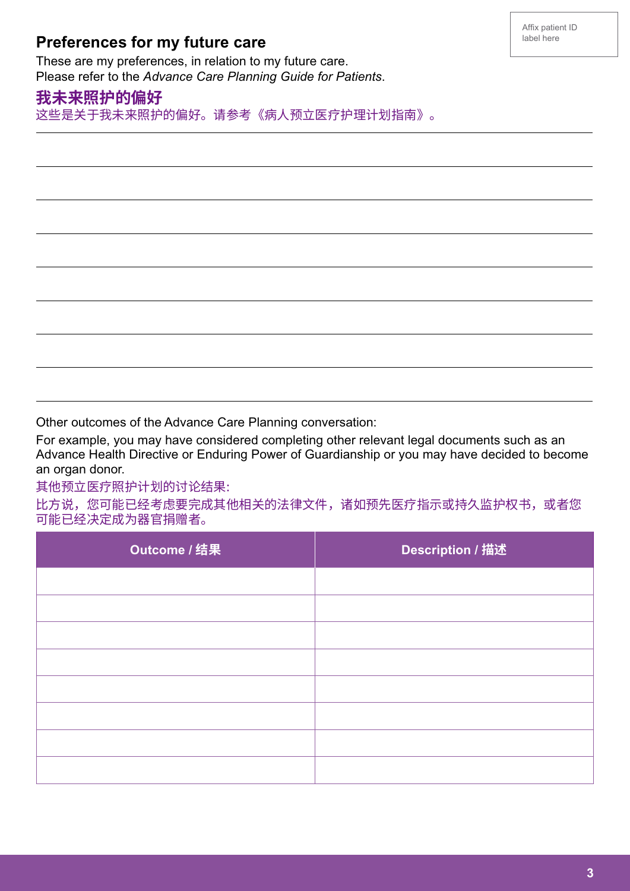Affix patient ID label here

## Preferences for my future care

These are my preferences, in relation to my future care.
Please refer to the *Advance Care Planning Guide for Patients*.

## 我未来照护的偏好

这些是关于我未来照护的偏好。请参考《病人预立医疗护理计划指南》。

Other outcomes of the Advance Care Planning conversation:

For example, you may have considered completing other relevant legal documents such as an Advance Health Directive or Enduring Power of Guardianship or you may have decided to become an organ donor.

其他预立医疗照护计划的讨论结果:

比方说，您可能已经考虑要完成其他相关的法律文件，诸如预先医疗指示或持久监护权书，或者您可能已经决定成为器官捐赠者。

| Outcome / 结果 | Description / 描述 |
|---|---|
| | |
| | |
| | |
| | |
| | |
| | |
| | |
| | |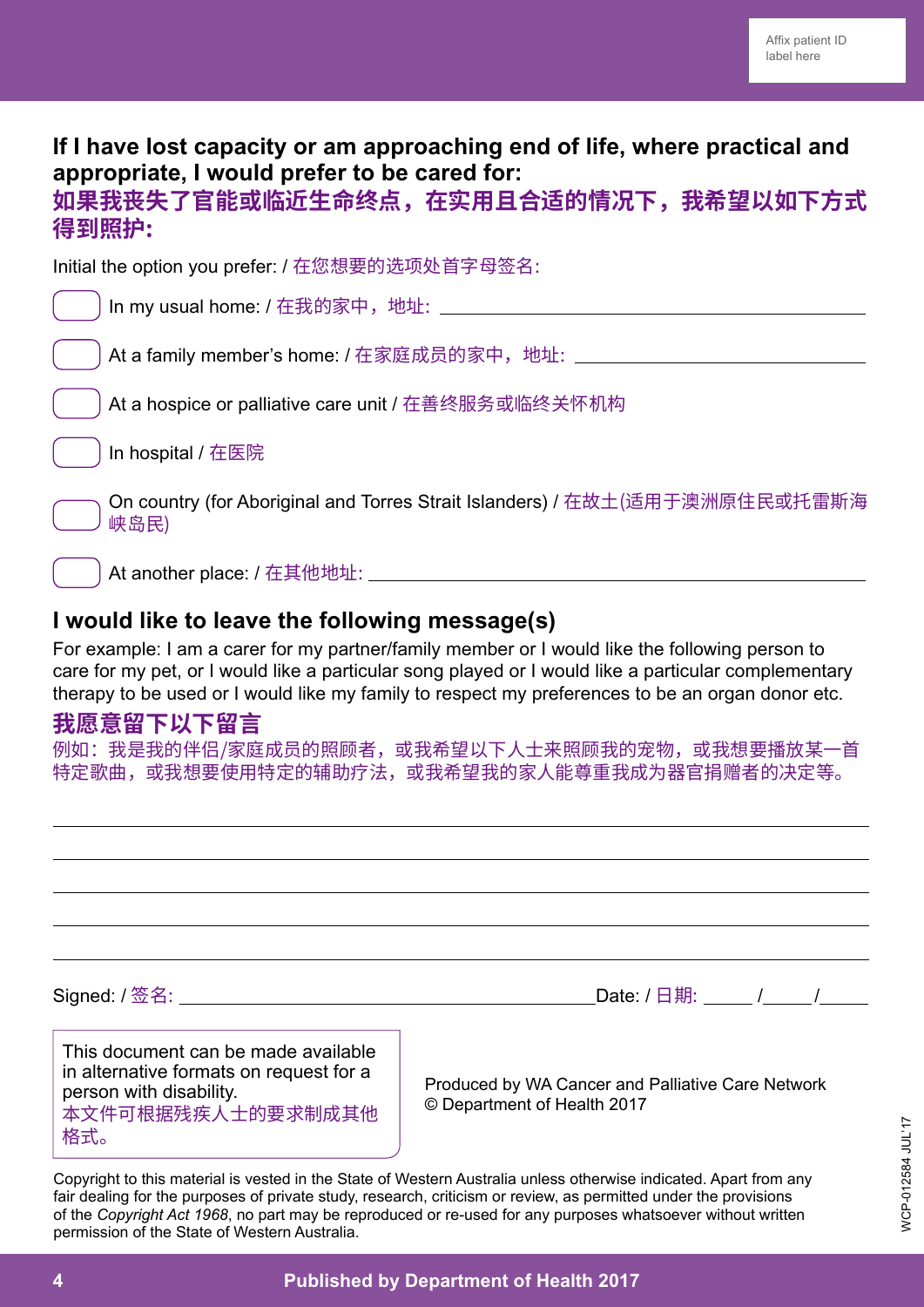Affix patient ID label here

## If I have lost capacity or am approaching end of life, where practical and appropriate, I would prefer to be cared for:
## 如果我丧失了官能或临近生命终点，在实用且合适的情况下，我希望以如下方式得到照护:

Initial the option you prefer: / 在您想要的选项处首字母签名:

- [ ] In my usual home: / 在我的家中，地址: ______________________
- [ ] At a family member's home: / 在家庭成员的家中，地址: ______________________
- [ ] At a hospice or palliative care unit / 在善终服务或临终关怀机构
- [ ] In hospital / 在医院
- [ ] On country (for Aboriginal and Torres Strait Islanders) / 在故土(适用于澳洲原住民或托雷斯海峡岛民)
- [ ] At another place: / 在其他地址: ______________________

## I would like to leave the following message(s)

For example: I am a carer for my partner/family member or I would like the following person to care for my pet, or I would like a particular song played or I would like a particular complementary therapy to be used or I would like my family to respect my preferences to be an organ donor etc.

## 我愿意留下以下留言

例如：我是我的伴侣/家庭成员的照顾者，或我希望以下人士来照顾我的宠物，或我想要播放某一首特定歌曲，或我想要使用特定的辅助疗法，或我希望我的家人能尊重我成为器官捐赠者的决定等。

______________________________________________

______________________________________________

______________________________________________

______________________________________________

______________________________________________

Signed: / 签名: ______________________ Date: / 日期: _____ /_____ /_____

This document can be made available in alternative formats on request for a person with disability.
本文件可根据残疾人士的要求制成其他格式。

Produced by WA Cancer and Palliative Care Network
© Department of Health 2017

Copyright to this material is vested in the State of Western Australia unless otherwise indicated. Apart from any fair dealing for the purposes of private study, research, criticism or review, as permitted under the provisions of the *Copyright Act 1968*, no part may be reproduced or re-used for any purposes whatsoever without written permission of the State of Western Australia.

WCP-012584 JUL'17

Published by Department of Health 2017